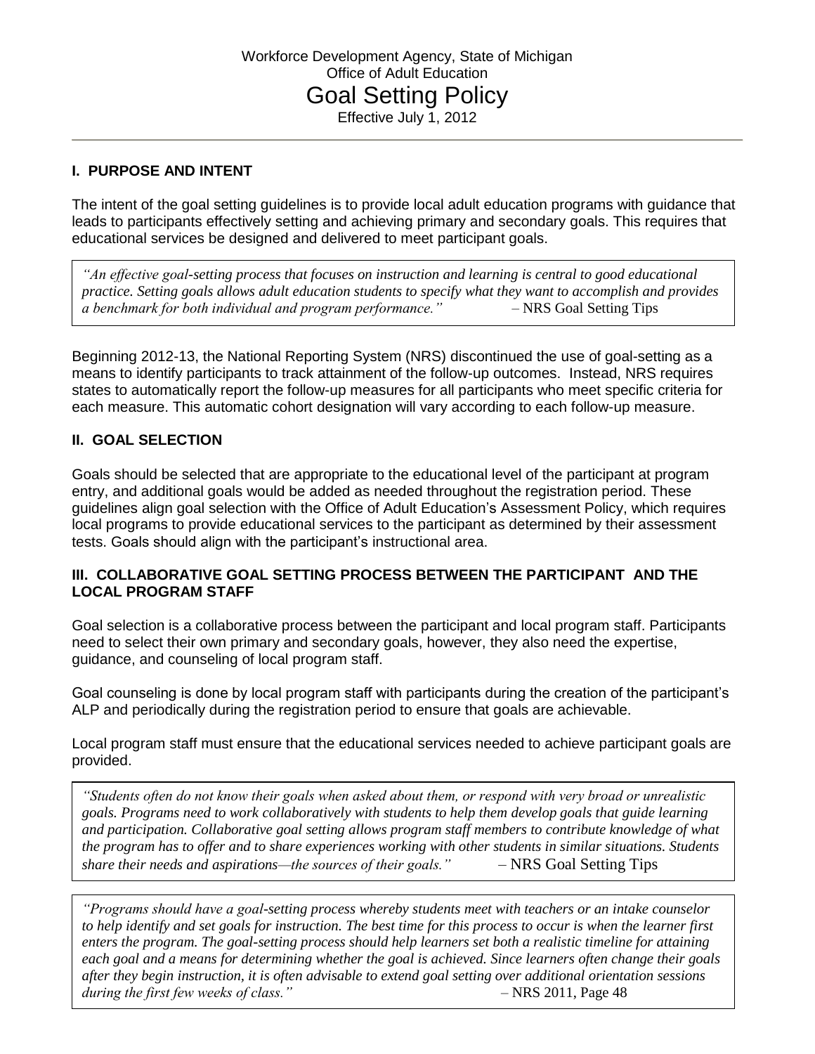Workforce Development Agency, State of Michigan

Office of Adult Education

# Goal Setting Policy

Effective July 1, 2012

## I. PURPOSE AND INTENT

The intent of the goal setting guidelines is to provide local adult education programs with guidance that leads to participants effectively setting and achieving primary and secondary goals. This requires that educational services be designed and delivered to meet participant goals.

> *"An effective goal-setting process that focuses on instruction and learning is central to good educational practice. Setting goals allows adult education students to specify what they want to accomplish and provides a benchmark for both individual and program performance."* – NRS Goal Setting Tips

Beginning 2012-13, the National Reporting System (NRS) discontinued the use of goal-setting as a means to identify participants to track attainment of the follow-up outcomes. Instead, NRS requires states to automatically report the follow-up measures for all participants who meet specific criteria for each measure. This automatic cohort designation will vary according to each follow-up measure.

## II. GOAL SELECTION

Goals should be selected that are appropriate to the educational level of the participant at program entry, and additional goals would be added as needed throughout the registration period. These guidelines align goal selection with the Office of Adult Education's Assessment Policy, which requires local programs to provide educational services to the participant as determined by their assessment tests. Goals should align with the participant's instructional area.

## III. COLLABORATIVE GOAL SETTING PROCESS BETWEEN THE PARTICIPANT AND THE LOCAL PROGRAM STAFF

Goal selection is a collaborative process between the participant and local program staff. Participants need to select their own primary and secondary goals, however, they also need the expertise, guidance, and counseling of local program staff.

Goal counseling is done by local program staff with participants during the creation of the participant's ALP and periodically during the registration period to ensure that goals are achievable.

Local program staff must ensure that the educational services needed to achieve participant goals are provided.

> *"Students often do not know their goals when asked about them, or respond with very broad or unrealistic goals. Programs need to work collaboratively with students to help them develop goals that guide learning and participation. Collaborative goal setting allows program staff members to contribute knowledge of what the program has to offer and to share experiences working with other students in similar situations. Students share their needs and aspirations—the sources of their goals."* – NRS Goal Setting Tips

> *"Programs should have a goal-setting process whereby students meet with teachers or an intake counselor to help identify and set goals for instruction. The best time for this process to occur is when the learner first enters the program. The goal-setting process should help learners set both a realistic timeline for attaining each goal and a means for determining whether the goal is achieved. Since learners often change their goals after they begin instruction, it is often advisable to extend goal setting over additional orientation sessions during the first few weeks of class."* – NRS 2011, Page 48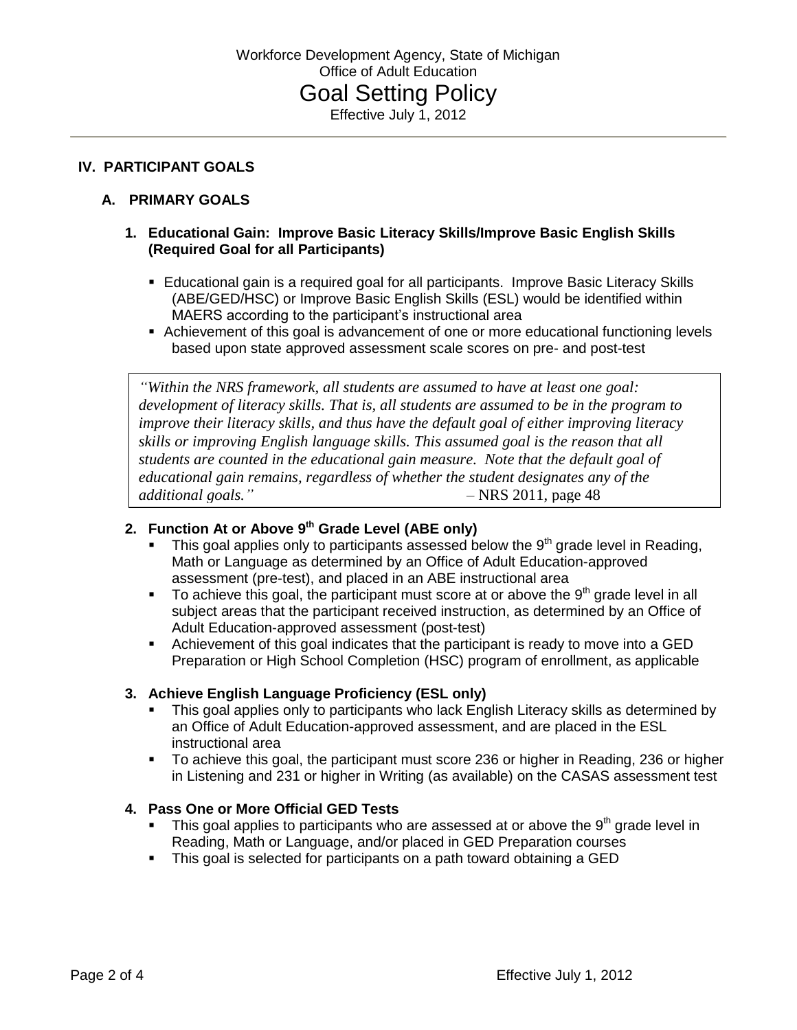## IV. PARTICIPANT GOALS

### A. PRIMARY GOALS

#### 1. Educational Gain: Improve Basic Literacy Skills/Improve Basic English Skills (Required Goal for all Participants)

- Educational gain is a required goal for all participants. Improve Basic Literacy Skills (ABE/GED/HSC) or Improve Basic English Skills (ESL) would be identified within MAERS according to the participant's instructional area
- Achievement of this goal is advancement of one or more educational functioning levels based upon state approved assessment scale scores on pre- and post-test

> *"Within the NRS framework, all students are assumed to have at least one goal: development of literacy skills. That is, all students are assumed to be in the program to improve their literacy skills, and thus have the default goal of either improving literacy skills or improving English language skills. This assumed goal is the reason that all students are counted in the educational gain measure. Note that the default goal of educational gain remains, regardless of whether the student designates any of the additional goals."* – NRS 2011, page 48

#### 2. Function At or Above 9th Grade Level (ABE only)

- This goal applies only to participants assessed below the 9th grade level in Reading, Math or Language as determined by an Office of Adult Education-approved assessment (pre-test), and placed in an ABE instructional area
- To achieve this goal, the participant must score at or above the 9th grade level in all subject areas that the participant received instruction, as determined by an Office of Adult Education-approved assessment (post-test)
- Achievement of this goal indicates that the participant is ready to move into a GED Preparation or High School Completion (HSC) program of enrollment, as applicable

#### 3. Achieve English Language Proficiency (ESL only)

- This goal applies only to participants who lack English Literacy skills as determined by an Office of Adult Education-approved assessment, and are placed in the ESL instructional area
- To achieve this goal, the participant must score 236 or higher in Reading, 236 or higher in Listening and 231 or higher in Writing (as available) on the CASAS assessment test

#### 4. Pass One or More Official GED Tests

- This goal applies to participants who are assessed at or above the 9th grade level in Reading, Math or Language, and/or placed in GED Preparation courses
- This goal is selected for participants on a path toward obtaining a GED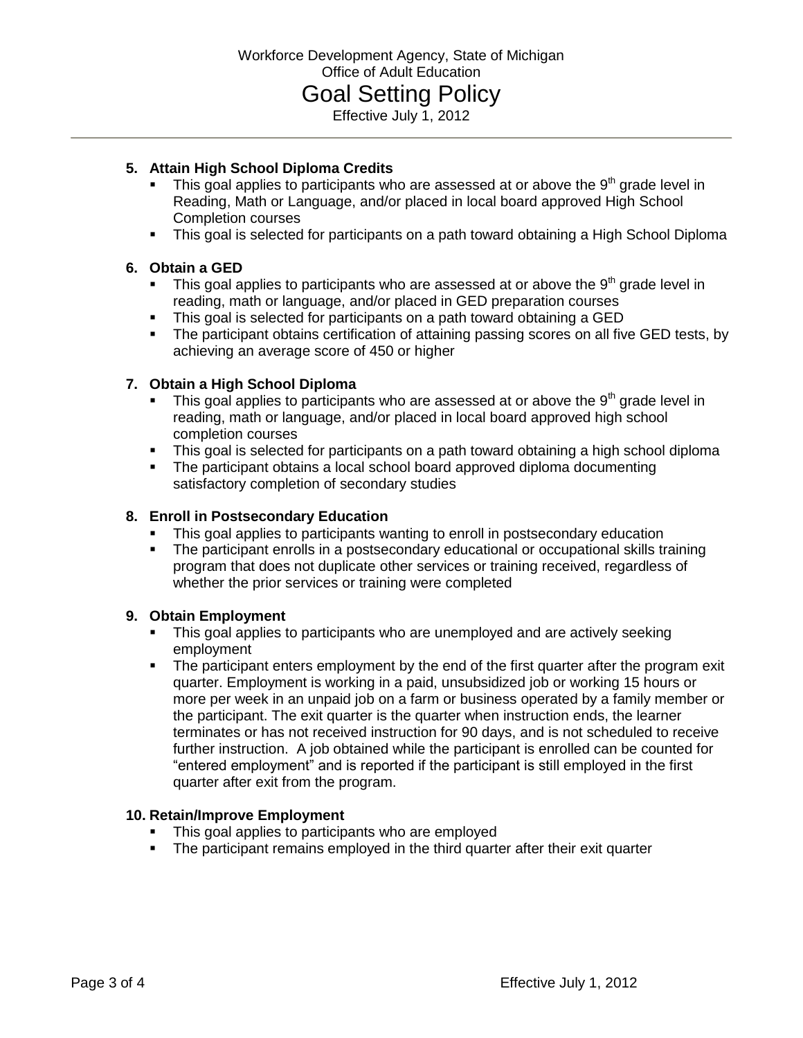5. **Attain High School Diploma Credits**
   - This goal applies to participants who are assessed at or above the 9th grade level in Reading, Math or Language, and/or placed in local board approved High School Completion courses
   - This goal is selected for participants on a path toward obtaining a High School Diploma

6. **Obtain a GED**
   - This goal applies to participants who are assessed at or above the 9th grade level in reading, math or language, and/or placed in GED preparation courses
   - This goal is selected for participants on a path toward obtaining a GED
   - The participant obtains certification of attaining passing scores on all five GED tests, by achieving an average score of 450 or higher

7. **Obtain a High School Diploma**
   - This goal applies to participants who are assessed at or above the 9th grade level in reading, math or language, and/or placed in local board approved high school completion courses
   - This goal is selected for participants on a path toward obtaining a high school diploma
   - The participant obtains a local school board approved diploma documenting satisfactory completion of secondary studies

8. **Enroll in Postsecondary Education**
   - This goal applies to participants wanting to enroll in postsecondary education
   - The participant enrolls in a postsecondary educational or occupational skills training program that does not duplicate other services or training received, regardless of whether the prior services or training were completed

9. **Obtain Employment**
   - This goal applies to participants who are unemployed and are actively seeking employment
   - The participant enters employment by the end of the first quarter after the program exit quarter. Employment is working in a paid, unsubsidized job or working 15 hours or more per week in an unpaid job on a farm or business operated by a family member or the participant. The exit quarter is the quarter when instruction ends, the learner terminates or has not received instruction for 90 days, and is not scheduled to receive further instruction. A job obtained while the participant is enrolled can be counted for "entered employment" and is reported if the participant is still employed in the first quarter after exit from the program.

10. **Retain/Improve Employment**
    - This goal applies to participants who are employed
    - The participant remains employed in the third quarter after their exit quarter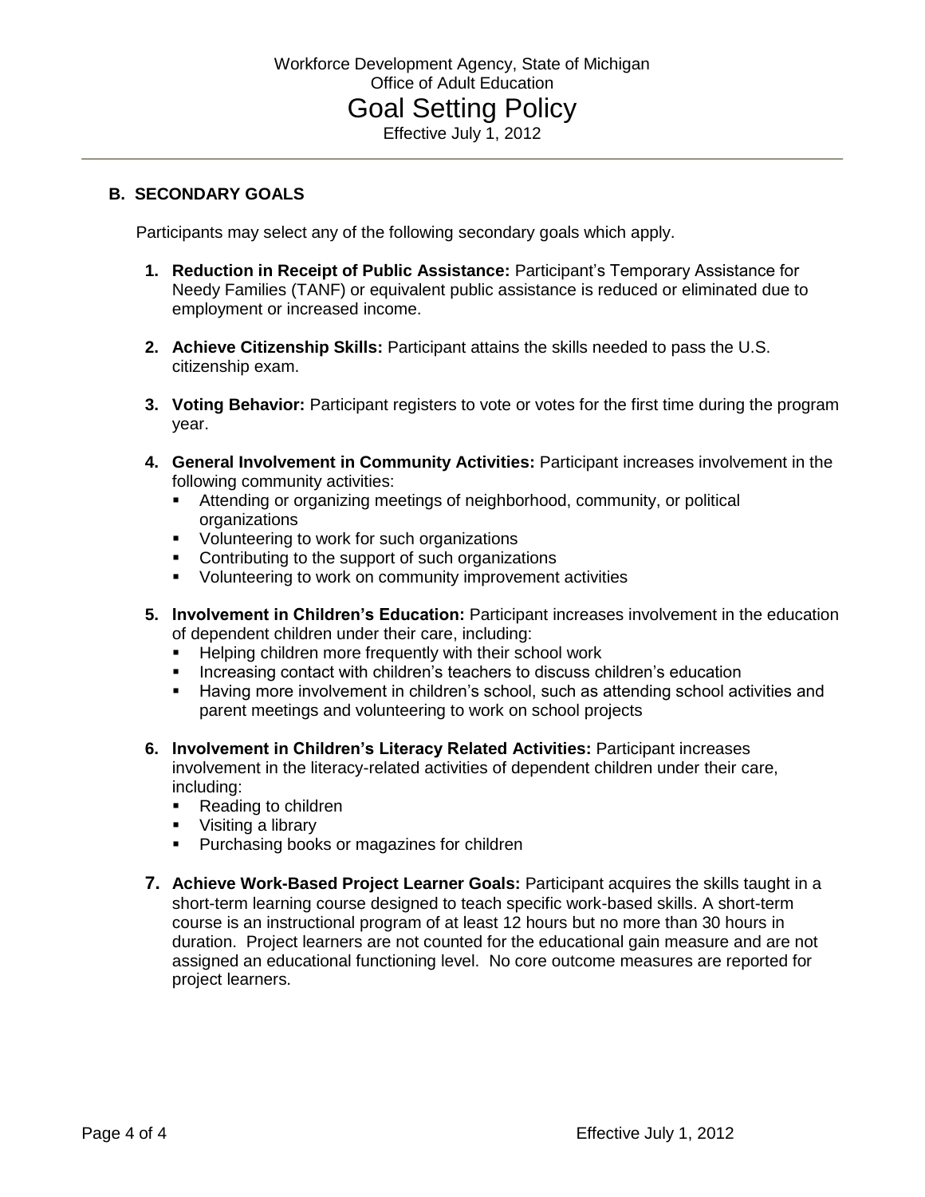## B. SECONDARY GOALS

Participants may select any of the following secondary goals which apply.

1. **Reduction in Receipt of Public Assistance:** Participant's Temporary Assistance for Needy Families (TANF) or equivalent public assistance is reduced or eliminated due to employment or increased income.

2. **Achieve Citizenship Skills:** Participant attains the skills needed to pass the U.S. citizenship exam.

3. **Voting Behavior:** Participant registers to vote or votes for the first time during the program year.

4. **General Involvement in Community Activities:** Participant increases involvement in the following community activities:
   - Attending or organizing meetings of neighborhood, community, or political organizations
   - Volunteering to work for such organizations
   - Contributing to the support of such organizations
   - Volunteering to work on community improvement activities

5. **Involvement in Children's Education:** Participant increases involvement in the education of dependent children under their care, including:
   - Helping children more frequently with their school work
   - Increasing contact with children's teachers to discuss children's education
   - Having more involvement in children's school, such as attending school activities and parent meetings and volunteering to work on school projects

6. **Involvement in Children's Literacy Related Activities:** Participant increases involvement in the literacy-related activities of dependent children under their care, including:
   - Reading to children
   - Visiting a library
   - Purchasing books or magazines for children

7. **Achieve Work-Based Project Learner Goals:** Participant acquires the skills taught in a short-term learning course designed to teach specific work-based skills. A short-term course is an instructional program of at least 12 hours but no more than 30 hours in duration. Project learners are not counted for the educational gain measure and are not assigned an educational functioning level. No core outcome measures are reported for project learners.